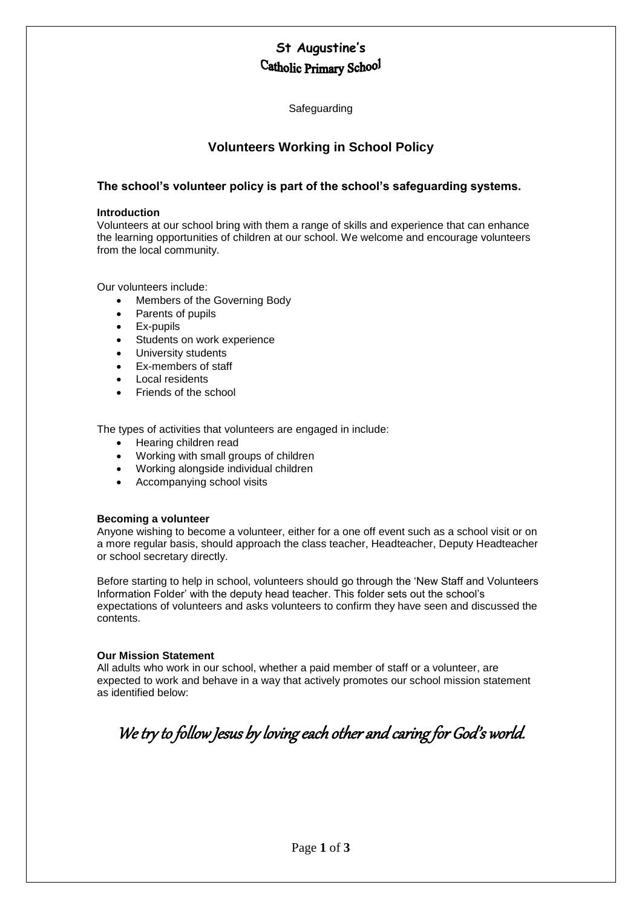# St Augustine's
# Catholic Primary School

Safeguarding

## Volunteers Working in School Policy

### The school's volunteer policy is part of the school's safeguarding systems.

**Introduction**

Volunteers at our school bring with them a range of skills and experience that can enhance the learning opportunities of children at our school. We welcome and encourage volunteers from the local community.

Our volunteers include:

- Members of the Governing Body
- Parents of pupils
- Ex-pupils
- Students on work experience
- University students
- Ex-members of staff
- Local residents
- Friends of the school

The types of activities that volunteers are engaged in include:

- Hearing children read
- Working with small groups of children
- Working alongside individual children
- Accompanying school visits

**Becoming a volunteer**

Anyone wishing to become a volunteer, either for a one off event such as a school visit or on a more regular basis, should approach the class teacher, Headteacher, Deputy Headteacher or school secretary directly.

Before starting to help in school, volunteers should go through the 'New Staff and Volunteers Information Folder' with the deputy head teacher. This folder sets out the school's expectations of volunteers and asks volunteers to confirm they have seen and discussed the contents.

**Our Mission Statement**

All adults who work in our school, whether a paid member of staff or a volunteer, are expected to work and behave in a way that actively promotes our school mission statement as identified below:

*We try to follow Jesus by loving each other and caring for God's world.*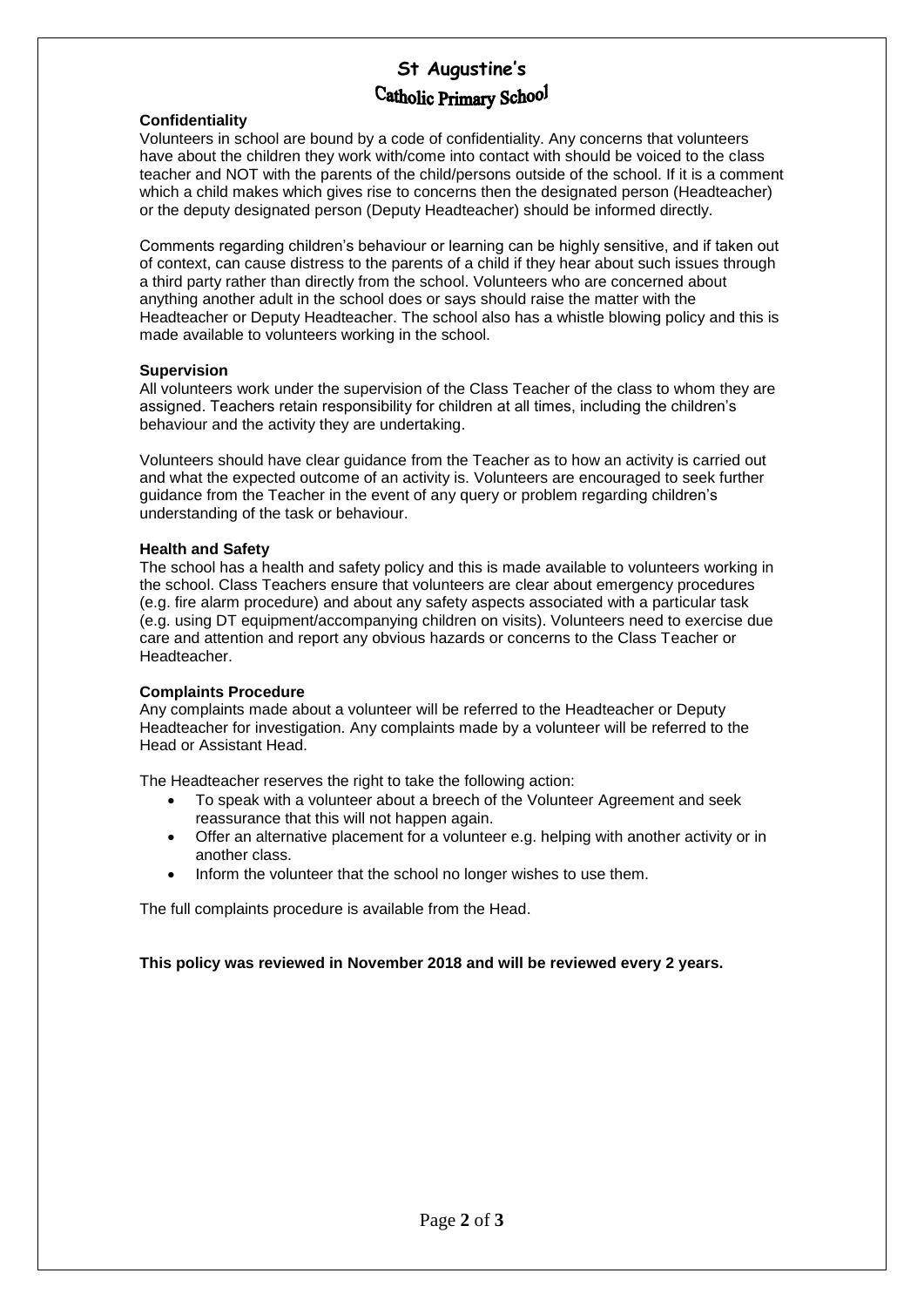# St Augustine's
## Catholic Primary School

**Confidentiality**

Volunteers in school are bound by a code of confidentiality. Any concerns that volunteers have about the children they work with/come into contact with should be voiced to the class teacher and NOT with the parents of the child/persons outside of the school. If it is a comment which a child makes which gives rise to concerns then the designated person (Headteacher) or the deputy designated person (Deputy Headteacher) should be informed directly.

Comments regarding children's behaviour or learning can be highly sensitive, and if taken out of context, can cause distress to the parents of a child if they hear about such issues through a third party rather than directly from the school. Volunteers who are concerned about anything another adult in the school does or says should raise the matter with the Headteacher or Deputy Headteacher. The school also has a whistle blowing policy and this is made available to volunteers working in the school.

**Supervision**

All volunteers work under the supervision of the Class Teacher of the class to whom they are assigned. Teachers retain responsibility for children at all times, including the children's behaviour and the activity they are undertaking.

Volunteers should have clear guidance from the Teacher as to how an activity is carried out and what the expected outcome of an activity is. Volunteers are encouraged to seek further guidance from the Teacher in the event of any query or problem regarding children's understanding of the task or behaviour.

**Health and Safety**

The school has a health and safety policy and this is made available to volunteers working in the school. Class Teachers ensure that volunteers are clear about emergency procedures (e.g. fire alarm procedure) and about any safety aspects associated with a particular task (e.g. using DT equipment/accompanying children on visits). Volunteers need to exercise due care and attention and report any obvious hazards or concerns to the Class Teacher or Headteacher.

**Complaints Procedure**

Any complaints made about a volunteer will be referred to the Headteacher or Deputy Headteacher for investigation. Any complaints made by a volunteer will be referred to the Head or Assistant Head.

The Headteacher reserves the right to take the following action:

- To speak with a volunteer about a breech of the Volunteer Agreement and seek reassurance that this will not happen again.
- Offer an alternative placement for a volunteer e.g. helping with another activity or in another class.
- Inform the volunteer that the school no longer wishes to use them.

The full complaints procedure is available from the Head.

**This policy was reviewed in November 2018 and will be reviewed every 2 years.**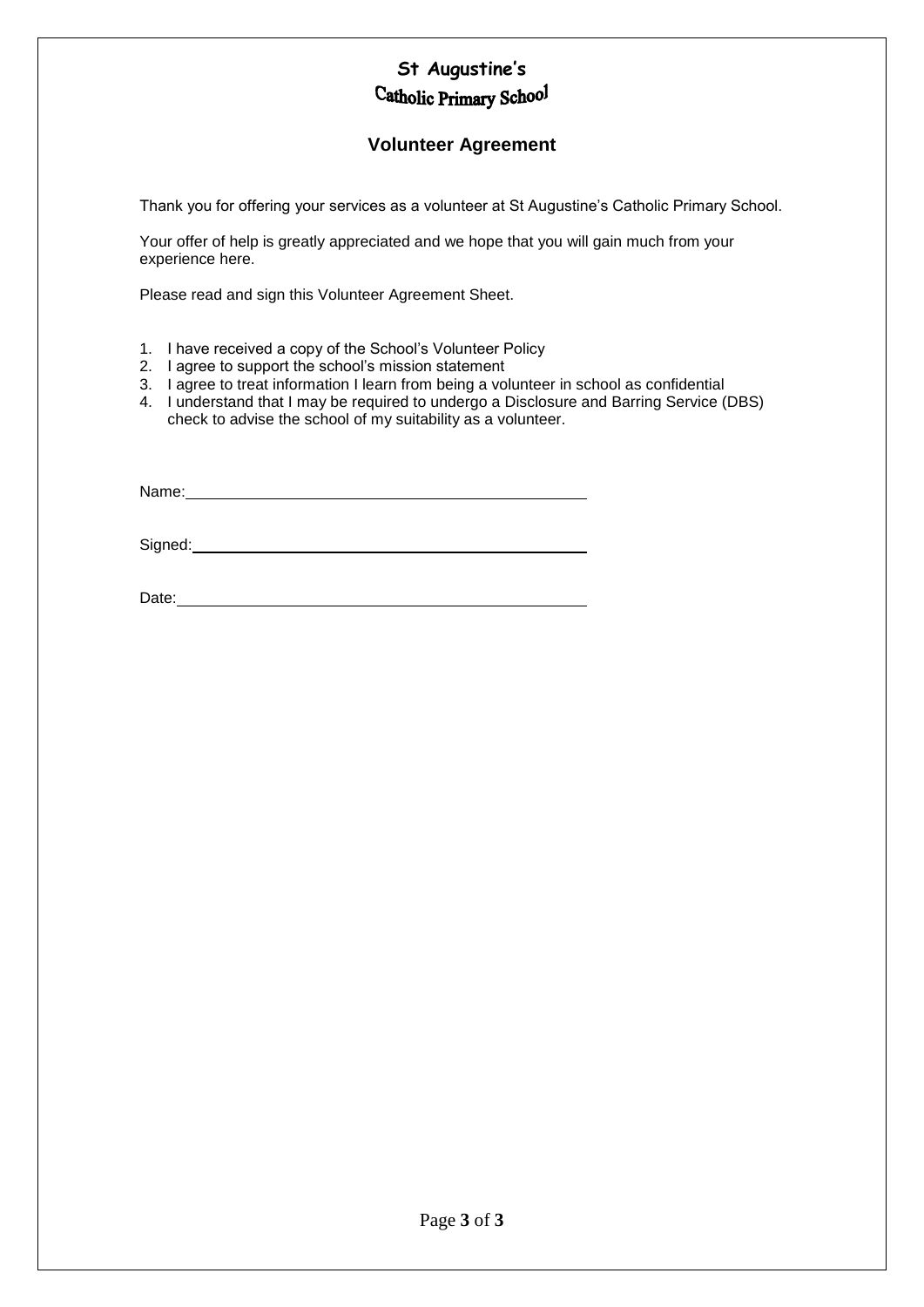# St Augustine's
# Catholic Primary School

## Volunteer Agreement

Thank you for offering your services as a volunteer at St Augustine's Catholic Primary School.

Your offer of help is greatly appreciated and we hope that you will gain much from your experience here.

Please read and sign this Volunteer Agreement Sheet.

1. I have received a copy of the School's Volunteer Policy
2. I agree to support the school's mission statement
3. I agree to treat information I learn from being a volunteer in school as confidential
4. I understand that I may be required to undergo a Disclosure and Barring Service (DBS) check to advise the school of my suitability as a volunteer.

Name: ________________________________________

Signed: ________________________________________

Date: ________________________________________